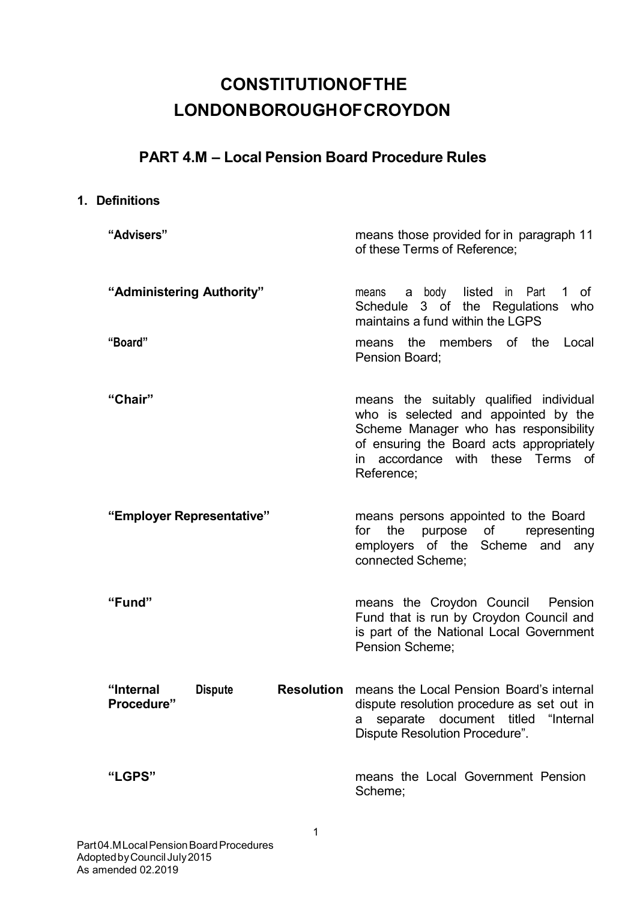# CONSTITUTION OF THE LONDON BOROUGH OF CROYDON

## PART 4.M – Local Pension Board Procedure Rules

### 1. Definitions

| | |
|---|---|
| **"Advisers"** | means those provided for in paragraph 11 of these Terms of Reference; |
| **"Administering Authority"** | means a body listed in Part 1 of Schedule 3 of the Regulations who maintains a fund within the LGPS |
| **"Board"** | means the members of the Local Pension Board; |
| **"Chair"** | means the suitably qualified individual who is selected and appointed by the Scheme Manager who has responsibility of ensuring the Board acts appropriately in accordance with these Terms of Reference; |
| **"Employer Representative"** | means persons appointed to the Board for the purpose of representing employers of the Scheme and any connected Scheme; |
| **"Fund"** | means the Croydon Council Pension Fund that is run by Croydon Council and is part of the National Local Government Pension Scheme; |
| **"Internal Dispute Resolution Procedure"** | means the Local Pension Board's internal dispute resolution procedure as set out in a separate document titled "Internal Dispute Resolution Procedure". |
| **"LGPS"** | means the Local Government Pension Scheme; |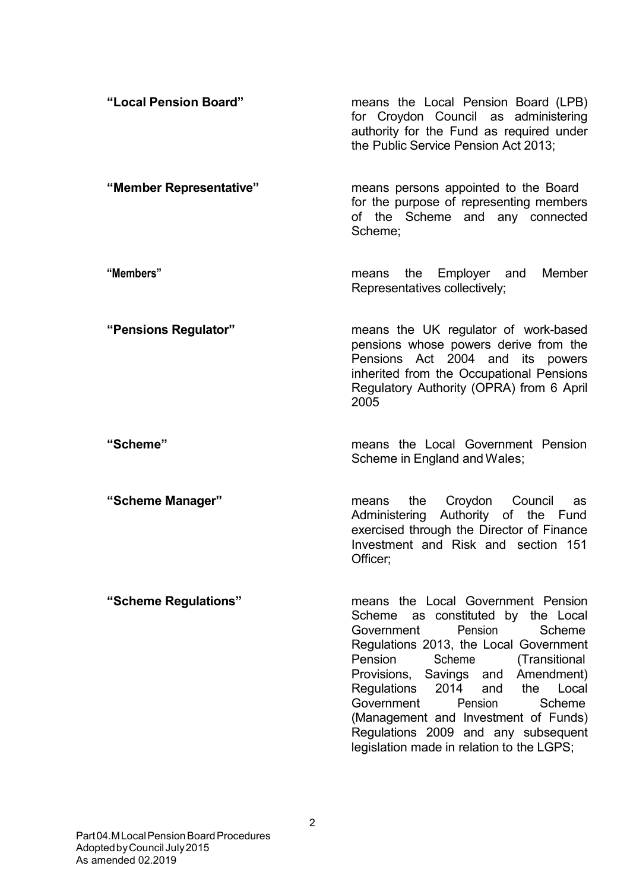| | |
|---|---|
| **"Local Pension Board"** | means the Local Pension Board (LPB) for Croydon Council as administering authority for the Fund as required under the Public Service Pension Act 2013; |
| **"Member Representative"** | means persons appointed to the Board for the purpose of representing members of the Scheme and any connected Scheme; |
| **"Members"** | means the Employer and Member Representatives collectively; |
| **"Pensions Regulator"** | means the UK regulator of work-based pensions whose powers derive from the Pensions Act 2004 and its powers inherited from the Occupational Pensions Regulatory Authority (OPRA) from 6 April 2005 |
| **"Scheme"** | means the Local Government Pension Scheme in England and Wales; |
| **"Scheme Manager"** | means the Croydon Council as Administering Authority of the Fund exercised through the Director of Finance Investment and Risk and section 151 Officer; |
| **"Scheme Regulations"** | means the Local Government Pension Scheme as constituted by the Local Government Pension Scheme Regulations 2013, the Local Government Pension Scheme (Transitional Provisions, Savings and Amendment) Regulations 2014 and the Local Government Pension Scheme (Management and Investment of Funds) Regulations 2009 and any subsequent legislation made in relation to the LGPS; |

Part 04.M Local Pension Board Procedures
Adopted by Council July 2015
As amended 02.2019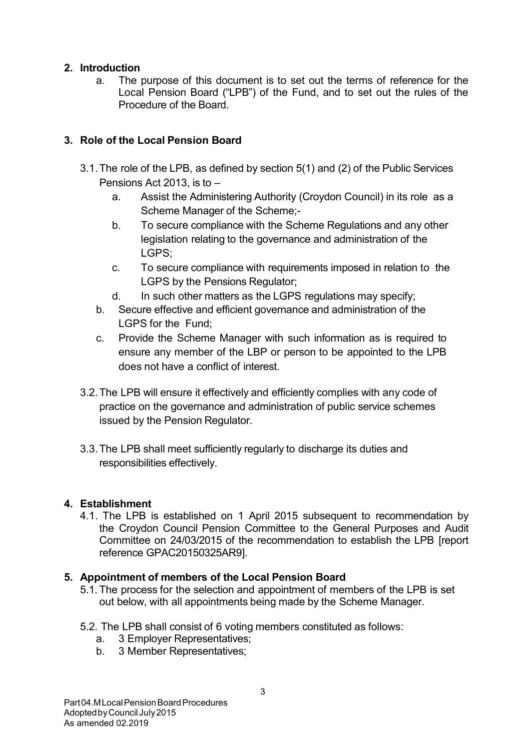## 2. Introduction

a. The purpose of this document is to set out the terms of reference for the Local Pension Board ("LPB") of the Fund, and to set out the rules of the Procedure of the Board.

## 3. Role of the Local Pension Board

3.1. The role of the LPB, as defined by section 5(1) and (2) of the Public Services Pensions Act 2013, is to –

a. Assist the Administering Authority (Croydon Council) in its role as a Scheme Manager of the Scheme;-
   - a. To secure compliance with the Scheme Regulations and any other legislation relating to the governance and administration of the LGPS;
   - b. To secure compliance with requirements imposed in relation to the LGPS by the Pensions Regulator;
   - c. In such other matters as the LGPS regulations may specify;

b. Secure effective and efficient governance and administration of the LGPS for the Fund;

c. Provide the Scheme Manager with such information as is required to ensure any member of the LBP or person to be appointed to the LPB does not have a conflict of interest.

3.2. The LPB will ensure it effectively and efficiently complies with any code of practice on the governance and administration of public service schemes issued by the Pension Regulator.

3.3. The LPB shall meet sufficiently regularly to discharge its duties and responsibilities effectively.

## 4. Establishment

4.1. The LPB is established on 1 April 2015 subsequent to recommendation by the Croydon Council Pension Committee to the General Purposes and Audit Committee on 24/03/2015 of the recommendation to establish the LPB [report reference GPAC20150325AR9].

## 5. Appointment of members of the Local Pension Board

5.1. The process for the selection and appointment of members of the LPB is set out below, with all appointments being made by the Scheme Manager.

5.2. The LPB shall consist of 6 voting members constituted as follows:

a. 3 Employer Representatives;

b. 3 Member Representatives;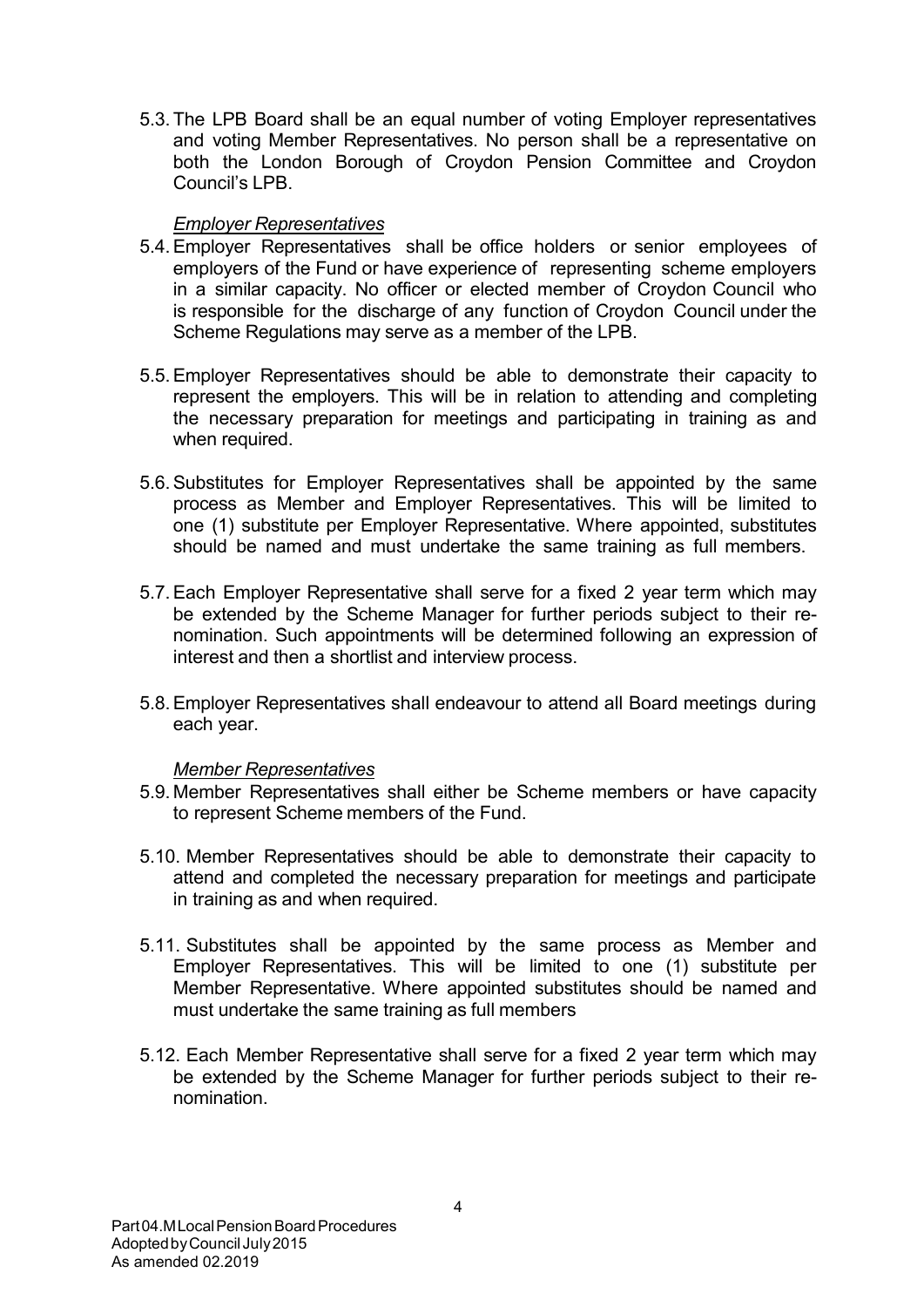5.3. The LPB Board shall be an equal number of voting Employer representatives and voting Member Representatives. No person shall be a representative on both the London Borough of Croydon Pension Committee and Croydon Council's LPB.

*Employer Representatives*

5.4. Employer Representatives shall be office holders or senior employees of employers of the Fund or have experience of representing scheme employers in a similar capacity. No officer or elected member of Croydon Council who is responsible for the discharge of any function of Croydon Council under the Scheme Regulations may serve as a member of the LPB.

5.5. Employer Representatives should be able to demonstrate their capacity to represent the employers. This will be in relation to attending and completing the necessary preparation for meetings and participating in training as and when required.

5.6. Substitutes for Employer Representatives shall be appointed by the same process as Member and Employer Representatives. This will be limited to one (1) substitute per Employer Representative. Where appointed, substitutes should be named and must undertake the same training as full members.

5.7. Each Employer Representative shall serve for a fixed 2 year term which may be extended by the Scheme Manager for further periods subject to their re-nomination. Such appointments will be determined following an expression of interest and then a shortlist and interview process.

5.8. Employer Representatives shall endeavour to attend all Board meetings during each year.

*Member Representatives*

5.9. Member Representatives shall either be Scheme members or have capacity to represent Scheme members of the Fund.

5.10. Member Representatives should be able to demonstrate their capacity to attend and completed the necessary preparation for meetings and participate in training as and when required.

5.11. Substitutes shall be appointed by the same process as Member and Employer Representatives. This will be limited to one (1) substitute per Member Representative. Where appointed substitutes should be named and must undertake the same training as full members

5.12. Each Member Representative shall serve for a fixed 2 year term which may be extended by the Scheme Manager for further periods subject to their re-nomination.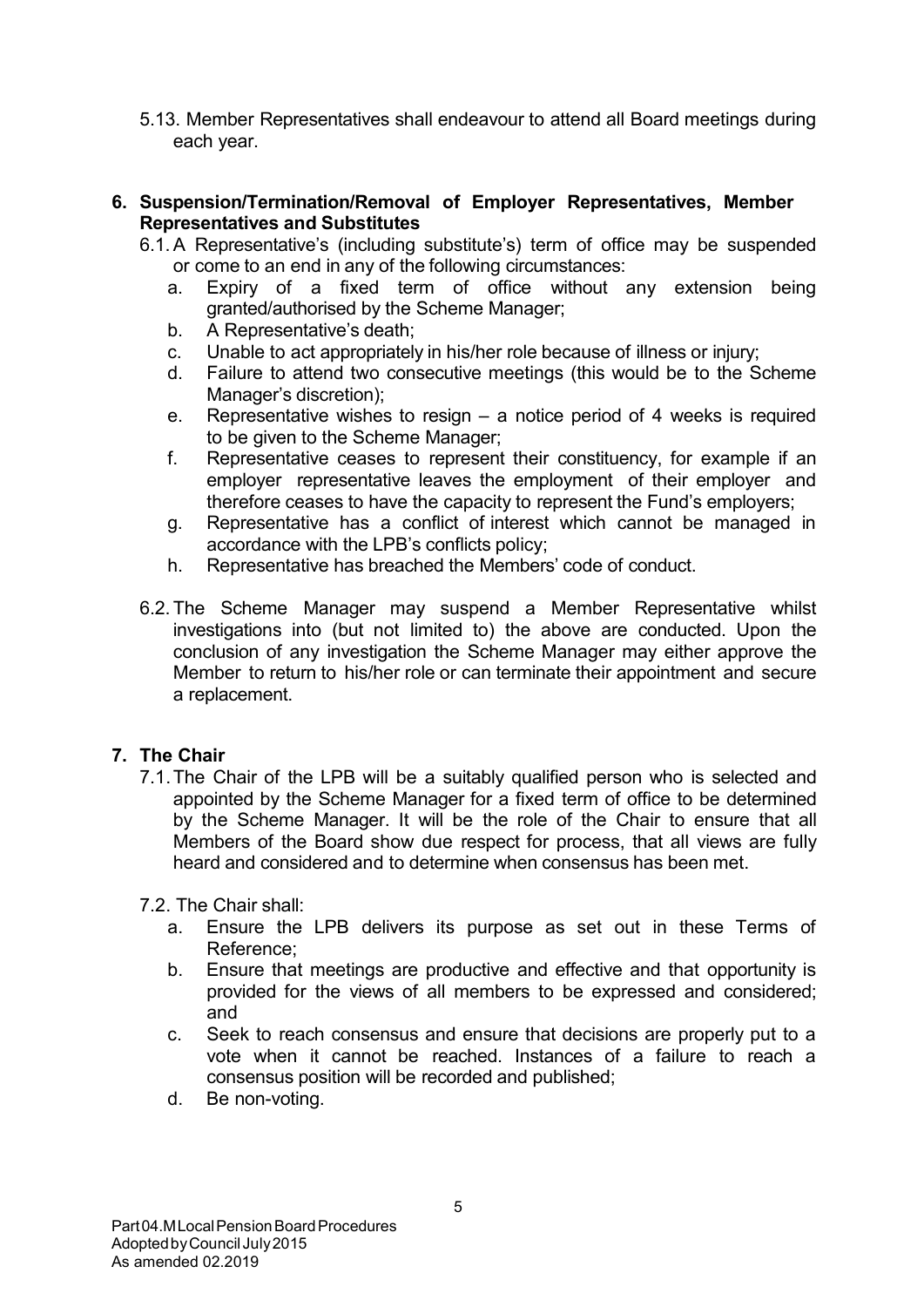5.13. Member Representatives shall endeavour to attend all Board meetings during each year.

## 6. Suspension/Termination/Removal of Employer Representatives, Member Representatives and Substitutes

6.1. A Representative's (including substitute's) term of office may be suspended or come to an end in any of the following circumstances:

a. Expiry of a fixed term of office without any extension being granted/authorised by the Scheme Manager;
b. A Representative's death;
c. Unable to act appropriately in his/her role because of illness or injury;
d. Failure to attend two consecutive meetings (this would be to the Scheme Manager's discretion);
e. Representative wishes to resign – a notice period of 4 weeks is required to be given to the Scheme Manager;
f. Representative ceases to represent their constituency, for example if an employer representative leaves the employment of their employer and therefore ceases to have the capacity to represent the Fund's employers;
g. Representative has a conflict of interest which cannot be managed in accordance with the LPB's conflicts policy;
h. Representative has breached the Members' code of conduct.

6.2. The Scheme Manager may suspend a Member Representative whilst investigations into (but not limited to) the above are conducted. Upon the conclusion of any investigation the Scheme Manager may either approve the Member to return to his/her role or can terminate their appointment and secure a replacement.

## 7. The Chair

7.1. The Chair of the LPB will be a suitably qualified person who is selected and appointed by the Scheme Manager for a fixed term of office to be determined by the Scheme Manager. It will be the role of the Chair to ensure that all Members of the Board show due respect for process, that all views are fully heard and considered and to determine when consensus has been met.

7.2. The Chair shall:

a. Ensure the LPB delivers its purpose as set out in these Terms of Reference;
b. Ensure that meetings are productive and effective and that opportunity is provided for the views of all members to be expressed and considered; and
c. Seek to reach consensus and ensure that decisions are properly put to a vote when it cannot be reached. Instances of a failure to reach a consensus position will be recorded and published;
d. Be non-voting.

Part 04.M Local Pension Board Procedures
Adopted by Council July 2015
As amended 02.2019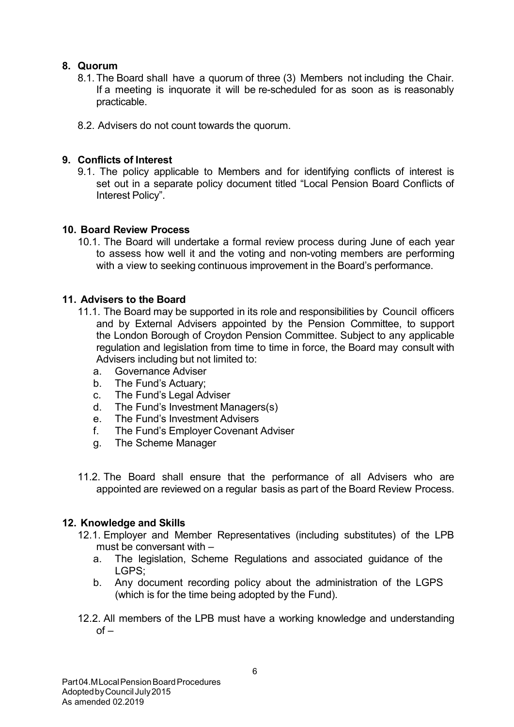## 8. Quorum

8.1. The Board shall have a quorum of three (3) Members not including the Chair. If a meeting is inquorate it will be re-scheduled for as soon as is reasonably practicable.

8.2. Advisers do not count towards the quorum.

## 9. Conflicts of Interest

9.1. The policy applicable to Members and for identifying conflicts of interest is set out in a separate policy document titled "Local Pension Board Conflicts of Interest Policy".

## 10. Board Review Process

10.1. The Board will undertake a formal review process during June of each year to assess how well it and the voting and non-voting members are performing with a view to seeking continuous improvement in the Board's performance.

## 11. Advisers to the Board

11.1. The Board may be supported in its role and responsibilities by Council officers and by External Advisers appointed by the Pension Committee, to support the London Borough of Croydon Pension Committee. Subject to any applicable regulation and legislation from time to time in force, the Board may consult with Advisers including but not limited to:

a. Governance Adviser
b. The Fund's Actuary;
c. The Fund's Legal Adviser
d. The Fund's Investment Managers(s)
e. The Fund's Investment Advisers
f. The Fund's Employer Covenant Adviser
g. The Scheme Manager

11.2. The Board shall ensure that the performance of all Advisers who are appointed are reviewed on a regular basis as part of the Board Review Process.

## 12. Knowledge and Skills

12.1. Employer and Member Representatives (including substitutes) of the LPB must be conversant with –

a. The legislation, Scheme Regulations and associated guidance of the LGPS;
b. Any document recording policy about the administration of the LGPS (which is for the time being adopted by the Fund).

12.2. All members of the LPB must have a working knowledge and understanding of –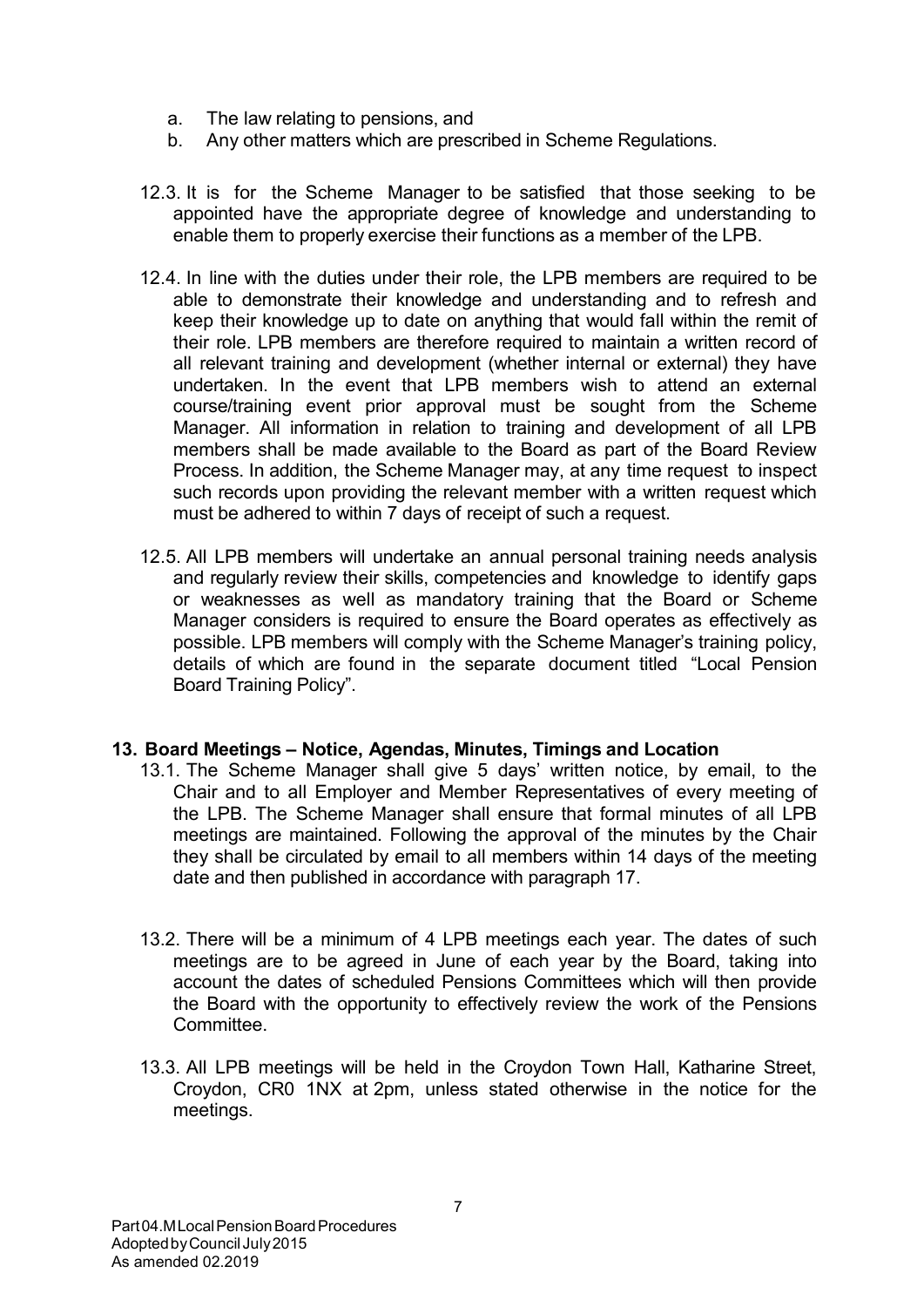a. The law relating to pensions, and
b. Any other matters which are prescribed in Scheme Regulations.

12.3. It is for the Scheme Manager to be satisfied that those seeking to be appointed have the appropriate degree of knowledge and understanding to enable them to properly exercise their functions as a member of the LPB.

12.4. In line with the duties under their role, the LPB members are required to be able to demonstrate their knowledge and understanding and to refresh and keep their knowledge up to date on anything that would fall within the remit of their role. LPB members are therefore required to maintain a written record of all relevant training and development (whether internal or external) they have undertaken. In the event that LPB members wish to attend an external course/training event prior approval must be sought from the Scheme Manager. All information in relation to training and development of all LPB members shall be made available to the Board as part of the Board Review Process. In addition, the Scheme Manager may, at any time request to inspect such records upon providing the relevant member with a written request which must be adhered to within 7 days of receipt of such a request.

12.5. All LPB members will undertake an annual personal training needs analysis and regularly review their skills, competencies and knowledge to identify gaps or weaknesses as well as mandatory training that the Board or Scheme Manager considers is required to ensure the Board operates as effectively as possible. LPB members will comply with the Scheme Manager's training policy, details of which are found in the separate document titled "Local Pension Board Training Policy".

## 13. Board Meetings – Notice, Agendas, Minutes, Timings and Location

13.1. The Scheme Manager shall give 5 days' written notice, by email, to the Chair and to all Employer and Member Representatives of every meeting of the LPB. The Scheme Manager shall ensure that formal minutes of all LPB meetings are maintained. Following the approval of the minutes by the Chair they shall be circulated by email to all members within 14 days of the meeting date and then published in accordance with paragraph 17.

13.2. There will be a minimum of 4 LPB meetings each year. The dates of such meetings are to be agreed in June of each year by the Board, taking into account the dates of scheduled Pensions Committees which will then provide the Board with the opportunity to effectively review the work of the Pensions Committee.

13.3. All LPB meetings will be held in the Croydon Town Hall, Katharine Street, Croydon, CR0 1NX at 2pm, unless stated otherwise in the notice for the meetings.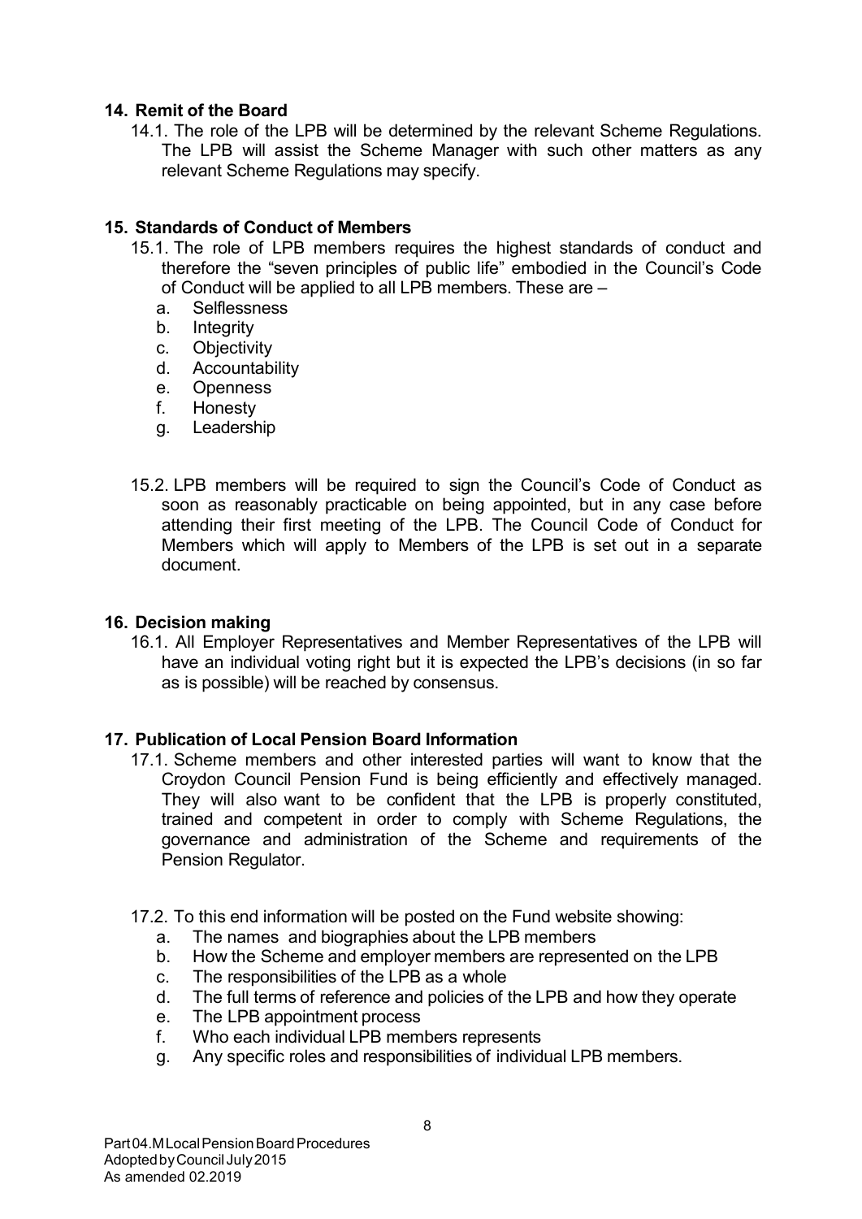## 14. Remit of the Board

14.1. The role of the LPB will be determined by the relevant Scheme Regulations. The LPB will assist the Scheme Manager with such other matters as any relevant Scheme Regulations may specify.

## 15. Standards of Conduct of Members

15.1. The role of LPB members requires the highest standards of conduct and therefore the "seven principles of public life" embodied in the Council's Code of Conduct will be applied to all LPB members. These are –

a. Selflessness
b. Integrity
c. Objectivity
d. Accountability
e. Openness
f. Honesty
g. Leadership

15.2. LPB members will be required to sign the Council's Code of Conduct as soon as reasonably practicable on being appointed, but in any case before attending their first meeting of the LPB. The Council Code of Conduct for Members which will apply to Members of the LPB is set out in a separate document.

## 16. Decision making

16.1. All Employer Representatives and Member Representatives of the LPB will have an individual voting right but it is expected the LPB's decisions (in so far as is possible) will be reached by consensus.

## 17. Publication of Local Pension Board Information

17.1. Scheme members and other interested parties will want to know that the Croydon Council Pension Fund is being efficiently and effectively managed. They will also want to be confident that the LPB is properly constituted, trained and competent in order to comply with Scheme Regulations, the governance and administration of the Scheme and requirements of the Pension Regulator.

17.2. To this end information will be posted on the Fund website showing:

a. The names and biographies about the LPB members
b. How the Scheme and employer members are represented on the LPB
c. The responsibilities of the LPB as a whole
d. The full terms of reference and policies of the LPB and how they operate
e. The LPB appointment process
f. Who each individual LPB members represents
g. Any specific roles and responsibilities of individual LPB members.

Part 04.M Local Pension Board Procedures
Adopted by Council July 2015
As amended 02.2019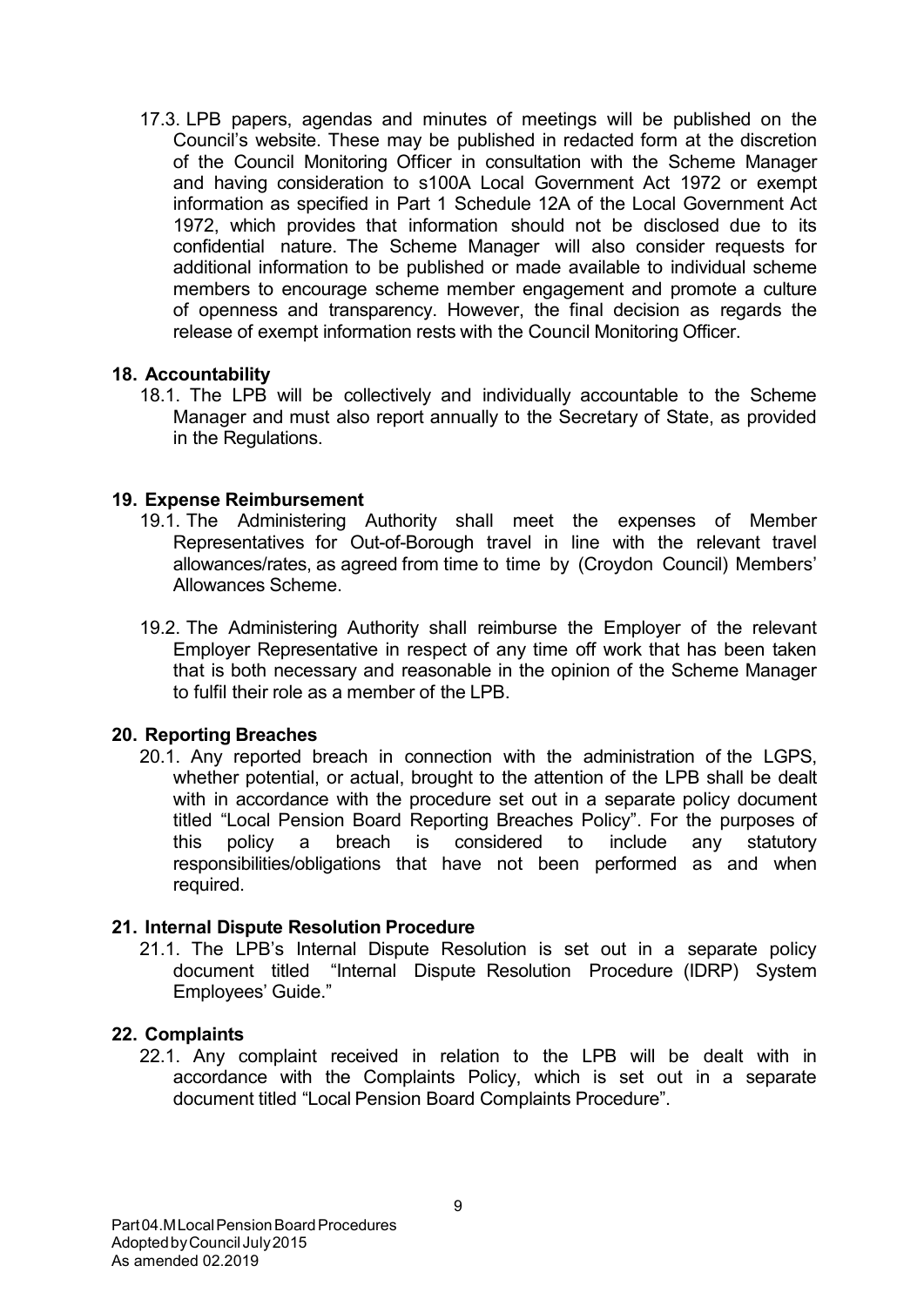17.3. LPB papers, agendas and minutes of meetings will be published on the Council's website. These may be published in redacted form at the discretion of the Council Monitoring Officer in consultation with the Scheme Manager and having consideration to s100A Local Government Act 1972 or exempt information as specified in Part 1 Schedule 12A of the Local Government Act 1972, which provides that information should not be disclosed due to its confidential nature. The Scheme Manager will also consider requests for additional information to be published or made available to individual scheme members to encourage scheme member engagement and promote a culture of openness and transparency. However, the final decision as regards the release of exempt information rests with the Council Monitoring Officer.

## 18. Accountability

18.1. The LPB will be collectively and individually accountable to the Scheme Manager and must also report annually to the Secretary of State, as provided in the Regulations.

## 19. Expense Reimbursement

19.1. The Administering Authority shall meet the expenses of Member Representatives for Out-of-Borough travel in line with the relevant travel allowances/rates, as agreed from time to time by (Croydon Council) Members' Allowances Scheme.

19.2. The Administering Authority shall reimburse the Employer of the relevant Employer Representative in respect of any time off work that has been taken that is both necessary and reasonable in the opinion of the Scheme Manager to fulfil their role as a member of the LPB.

## 20. Reporting Breaches

20.1. Any reported breach in connection with the administration of the LGPS, whether potential, or actual, brought to the attention of the LPB shall be dealt with in accordance with the procedure set out in a separate policy document titled "Local Pension Board Reporting Breaches Policy". For the purposes of this policy a breach is considered to include any statutory responsibilities/obligations that have not been performed as and when required.

## 21. Internal Dispute Resolution Procedure

21.1. The LPB's Internal Dispute Resolution is set out in a separate policy document titled "Internal Dispute Resolution Procedure (IDRP) System Employees' Guide."

## 22. Complaints

22.1. Any complaint received in relation to the LPB will be dealt with in accordance with the Complaints Policy, which is set out in a separate document titled "Local Pension Board Complaints Procedure".

Part 04.M Local Pension Board Procedures
Adopted by Council July 2015
As amended 02.2019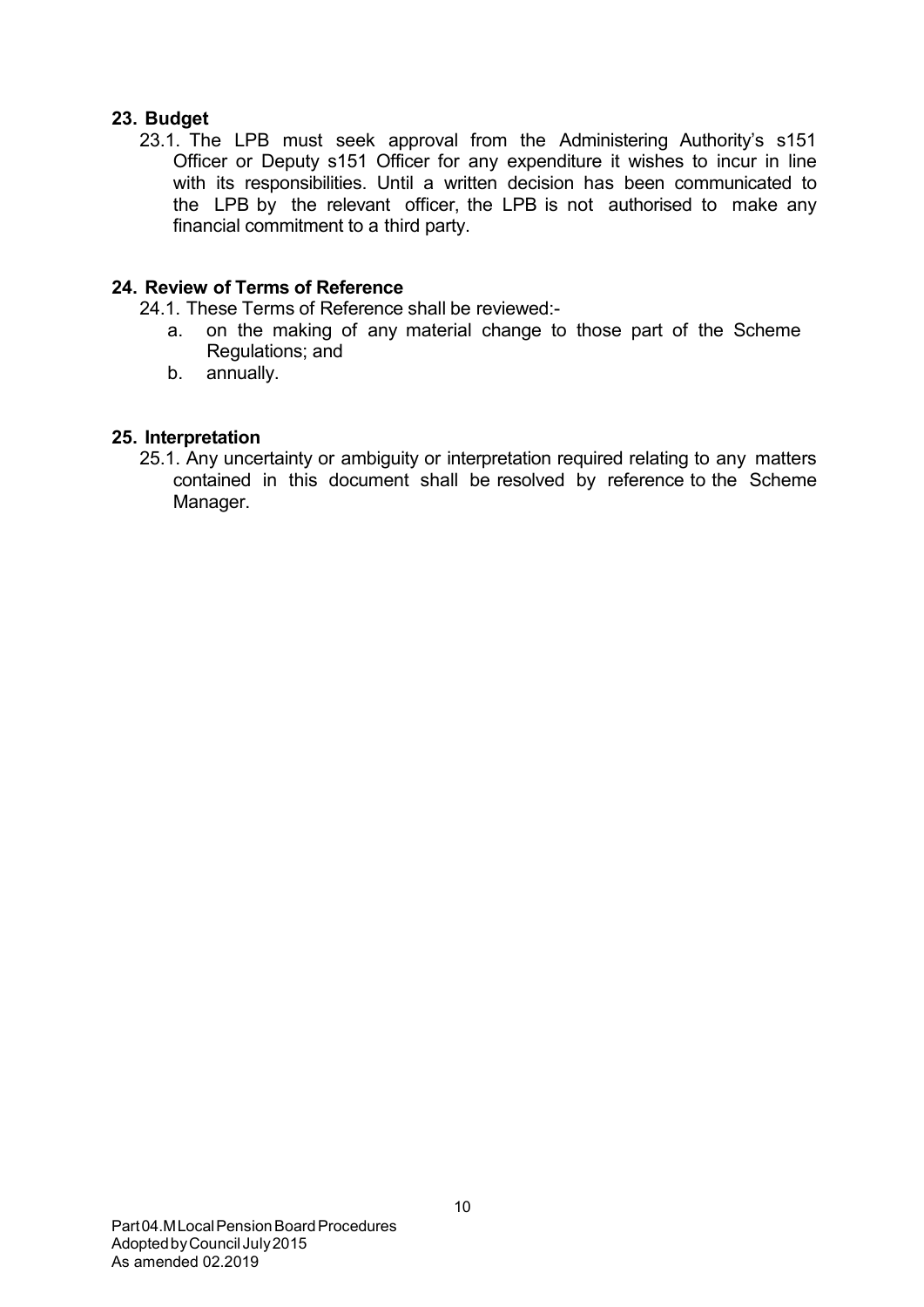## 23. Budget

23.1. The LPB must seek approval from the Administering Authority's s151 Officer or Deputy s151 Officer for any expenditure it wishes to incur in line with its responsibilities. Until a written decision has been communicated to the LPB by the relevant officer, the LPB is not authorised to make any financial commitment to a third party.

## 24. Review of Terms of Reference

24.1. These Terms of Reference shall be reviewed:-

a. on the making of any material change to those part of the Scheme Regulations; and
b. annually.

## 25. Interpretation

25.1. Any uncertainty or ambiguity or interpretation required relating to any matters contained in this document shall be resolved by reference to the Scheme Manager.